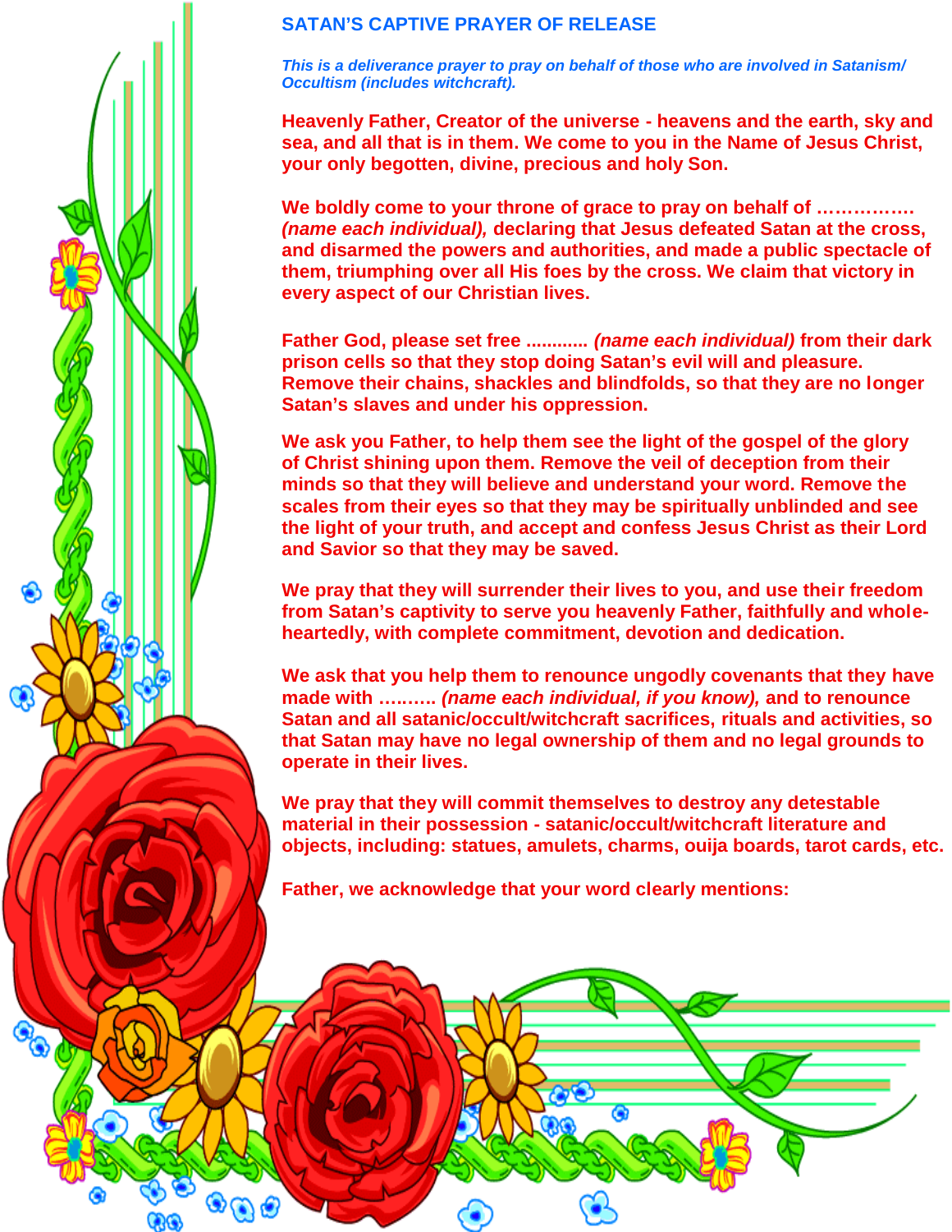# SATAN'S CAPTIVE PRAYER OF RELEASE

***This is a deliverance prayer to pray on behalf of those who are involved in Satanism/ Occultism (includes witchcraft).***

**Heavenly Father, Creator of the universe - heavens and the earth, sky and sea, and all that is in them. We come to you in the Name of Jesus Christ, your only begotten, divine, precious and holy Son.**

**We boldly come to your throne of grace to pray on behalf of ……………. *(name each individual),* declaring that Jesus defeated Satan at the cross, and disarmed the powers and authorities, and made a public spectacle of them, triumphing over all His foes by the cross. We claim that victory in every aspect of our Christian lives.**

**Father God, please set free ............ *(name each individual)* from their dark prison cells so that they stop doing Satan's evil will and pleasure. Remove their chains, shackles and blindfolds, so that they are no longer Satan's slaves and under his oppression.**

**We ask you Father, to help them see the light of the gospel of the glory of Christ shining upon them. Remove the veil of deception from their minds so that they will believe and understand your word. Remove the scales from their eyes so that they may be spiritually unblinded and see the light of your truth, and accept and confess Jesus Christ as their Lord and Savior so that they may be saved.**

**We pray that they will surrender their lives to you, and use their freedom from Satan's captivity to serve you heavenly Father, faithfully and whole-heartedly, with complete commitment, devotion and dedication.**

**We ask that you help them to renounce ungodly covenants that they have made with ………. *(name each individual, if you know),* and to renounce Satan and all satanic/occult/witchcraft sacrifices, rituals and activities, so that Satan may have no legal ownership of them and no legal grounds to operate in their lives.**

**We pray that they will commit themselves to destroy any detestable material in their possession - satanic/occult/witchcraft literature and objects, including: statues, amulets, charms, ouija boards, tarot cards, etc.**

**Father, we acknowledge that your word clearly mentions:**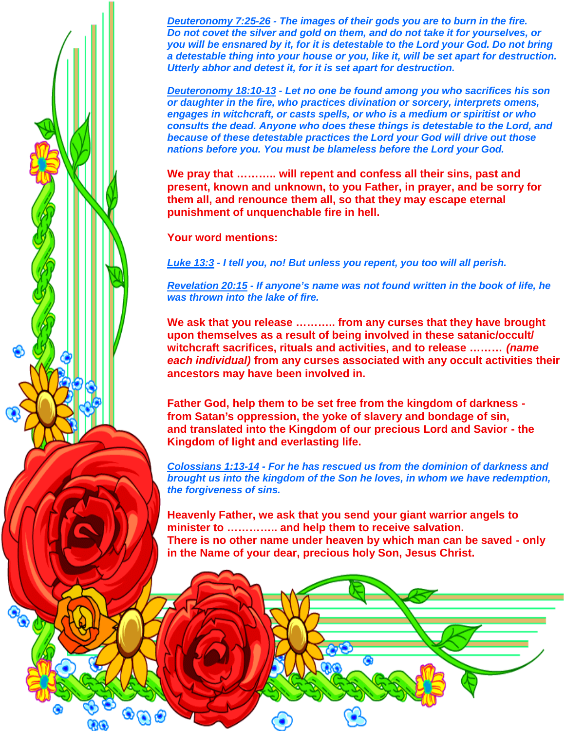***Deuteronomy 7:25-26** - The images of their gods you are to burn in the fire. Do not covet the silver and gold on them, and do not take it for yourselves, or you will be ensnared by it, for it is detestable to the Lord your God. Do not bring a detestable thing into your house or you, like it, will be set apart for destruction. Utterly abhor and detest it, for it is set apart for destruction.*

***Deuteronomy 18:10-13** - Let no one be found among you who sacrifices his son or daughter in the fire, who practices divination or sorcery, interprets omens, engages in witchcraft, or casts spells, or who is a medium or spiritist or who consults the dead. Anyone who does these things is detestable to the Lord, and because of these detestable practices the Lord your God will drive out those nations before you. You must be blameless before the Lord your God.*

**We pray that ……….. will repent and confess all their sins, past and present, known and unknown, to you Father, in prayer, and be sorry for them all, and renounce them all, so that they may escape eternal punishment of unquenchable fire in hell.**

**Your word mentions:**

***Luke 13:3** - I tell you, no! But unless you repent, you too will all perish.*

***Revelation 20:15** - If anyone's name was not found written in the book of life, he was thrown into the lake of fire.*

**We ask that you release ……….. from any curses that they have brought upon themselves as a result of being involved in these satanic/occult/ witchcraft sacrifices, rituals and activities, and to release ……… *(name each individual)* from any curses associated with any occult activities their ancestors may have been involved in.**

**Father God, help them to be set free from the kingdom of darkness - from Satan's oppression, the yoke of slavery and bondage of sin, and translated into the Kingdom of our precious Lord and Savior - the Kingdom of light and everlasting life.**

***Colossians 1:13-14** - For he has rescued us from the dominion of darkness and brought us into the kingdom of the Son he loves, in whom we have redemption, the forgiveness of sins.*

**Heavenly Father, we ask that you send your giant warrior angels to minister to ………….. and help them to receive salvation.**
**There is no other name under heaven by which man can be saved - only in the Name of your dear, precious holy Son, Jesus Christ.**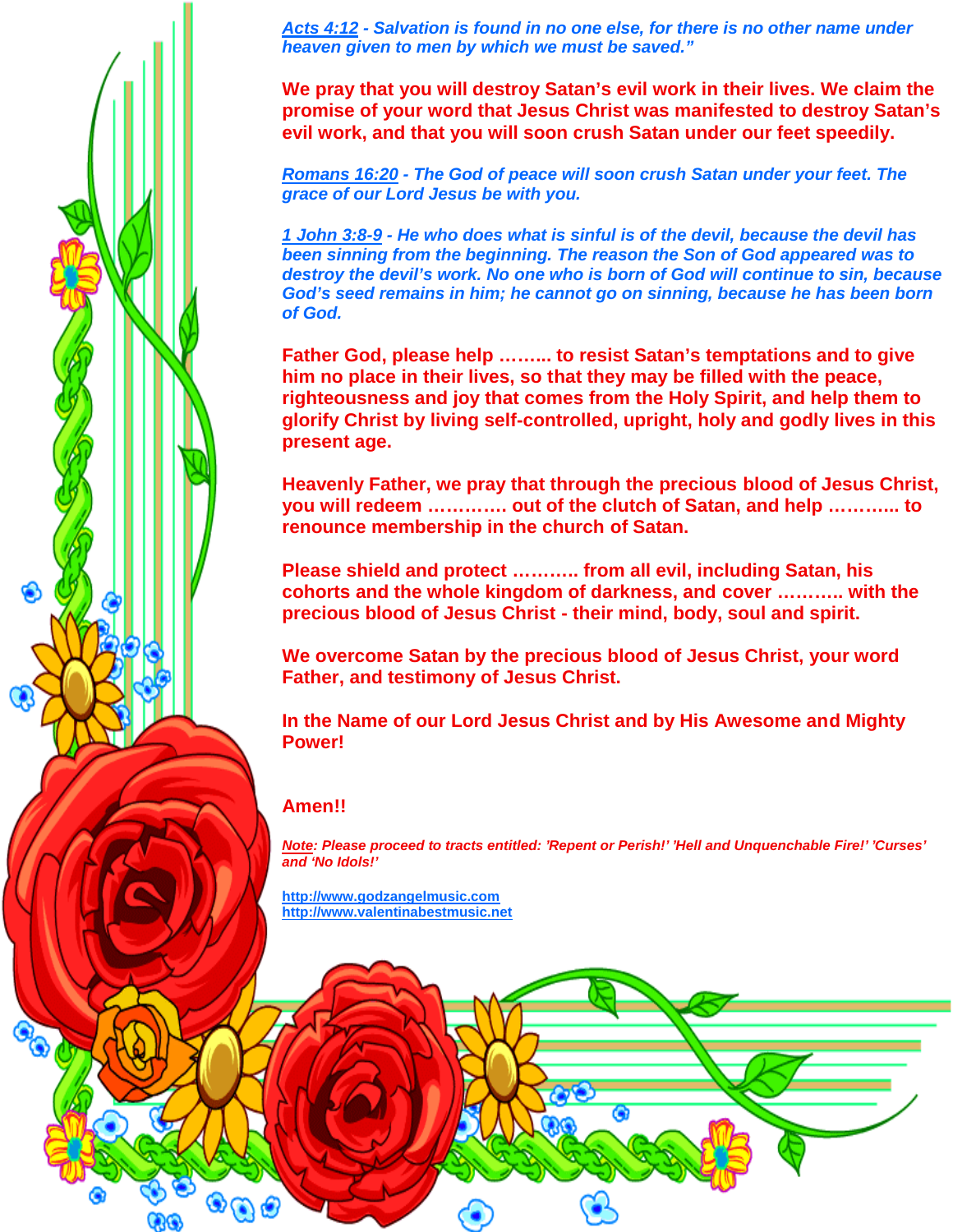*[Acts 4:12](#) - Salvation is found in no one else, for there is no other name under heaven given to men by which we must be saved."*

**We pray that you will destroy Satan's evil work in their lives. We claim the promise of your word that Jesus Christ was manifested to destroy Satan's evil work, and that you will soon crush Satan under our feet speedily.**

*[Romans 16:20](#) - The God of peace will soon crush Satan under your feet. The grace of our Lord Jesus be with you.*

*[1 John 3:8-9](#) - He who does what is sinful is of the devil, because the devil has been sinning from the beginning. The reason the Son of God appeared was to destroy the devil's work. No one who is born of God will continue to sin, because God's seed remains in him; he cannot go on sinning, because he has been born of God.*

**Father God, please help ……... to resist Satan's temptations and to give him no place in their lives, so that they may be filled with the peace, righteousness and joy that comes from the Holy Spirit, and help them to glorify Christ by living self-controlled, upright, holy and godly lives in this present age.**

**Heavenly Father, we pray that through the precious blood of Jesus Christ, you will redeem …………. out of the clutch of Satan, and help ………... to renounce membership in the church of Satan.**

**Please shield and protect ……….. from all evil, including Satan, his cohorts and the whole kingdom of darkness, and cover ……….. with the precious blood of Jesus Christ - their mind, body, soul and spirit.**

**We overcome Satan by the precious blood of Jesus Christ, your word Father, and testimony of Jesus Christ.**

**In the Name of our Lord Jesus Christ and by His Awesome and Mighty Power!**

**Amen!!**

***Note*: Please proceed to tracts entitled: 'Repent or Perish!' 'Hell and Unquenchable Fire!' 'Curses' and 'No Idols!'**

http://www.godzangelmusic.com
http://www.valentinabestmusic.net